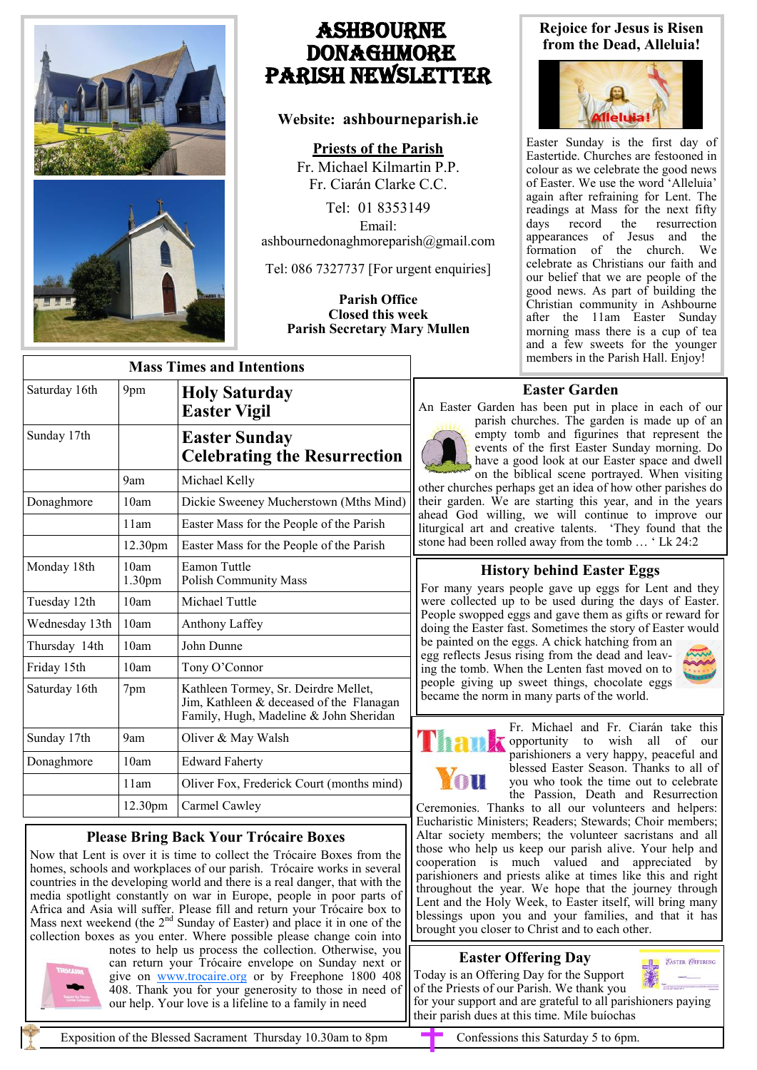# ASHBOURNE DONAGHMORE PARISH NEWSLETTER

**Website: ashbourneparish.ie**

**Priests of the Parish**

Fr. Michael Kilmartin P.P.
Fr. Ciarán Clarke C.C.

Tel: 01 8353149
Email: ashbournedonaghmoreparish@gmail.com

Tel: 086 7327737 [For urgent enquiries]

**Parish Office**
**Closed this week**
**Parish Secretary Mary Mullen**

## Rejoice for Jesus is Risen from the Dead, Alleluia!

Easter Sunday is the first day of Eastertide. Churches are festooned in colour as we celebrate the good news of Easter. We use the word 'Alleluia' again after refraining for Lent. The readings at Mass for the next fifty days record the resurrection appearances of Jesus and the formation of the church. We celebrate as Christians our faith and our belief that we are people of the good news. As part of building the Christian community in Ashbourne after the 11am Easter Sunday morning mass there is a cup of tea and a few sweets for the younger members in the Parish Hall. Enjoy!

## Mass Times and Intentions

| | | |
|---|---|---|
| Saturday 16th | 9pm | **Holy Saturday Easter Vigil** |
| Sunday 17th | | **Easter Sunday Celebrating the Resurrection** |
| | 9am | Michael Kelly |
| Donaghmore | 10am | Dickie Sweeney Mucherstown (Mths Mind) |
| | 11am | Easter Mass for the People of the Parish |
| | 12.30pm | Easter Mass for the People of the Parish |
| Monday 18th | 10am<br>1.30pm | Eamon Tuttle<br>Polish Community Mass |
| Tuesday 12th | 10am | Michael Tuttle |
| Wednesday 13th | 10am | Anthony Laffey |
| Thursday 14th | 10am | John Dunne |
| Friday 15th | 10am | Tony O'Connor |
| Saturday 16th | 7pm | Kathleen Tormey, Sr. Deirdre Mellet, Jim, Kathleen & deceased of the Flanagan Family, Hugh, Madeline & John Sheridan |
| Sunday 17th | 9am | Oliver & May Walsh |
| Donaghmore | 10am | Edward Faherty |
| | 11am | Oliver Fox, Frederick Court (months mind) |
| | 12.30pm | Carmel Cawley |

## Easter Garden

An Easter Garden has been put in place in each of our parish churches. The garden is made up of an empty tomb and figurines that represent the events of the first Easter Sunday morning. Do have a good look at our Easter space and dwell on the biblical scene portrayed. When visiting other churches perhaps get an idea of how other parishes do their garden. We are starting this year, and in the years ahead God willing, we will continue to improve our liturgical art and creative talents. 'They found that the stone had been rolled away from the tomb … ' Lk 24:2

## History behind Easter Eggs

For many years people gave up eggs for Lent and they were collected up to be used during the days of Easter. People swopped eggs and gave them as gifts or reward for doing the Easter fast. Sometimes the story of Easter would be painted on the eggs. A chick hatching from an egg reflects Jesus rising from the dead and leaving the tomb. When the Lenten fast moved on to people giving up sweet things, chocolate eggs became the norm in many parts of the world.

## Thank You

Fr. Michael and Fr. Ciarán take this opportunity to wish all of our parishioners a very happy, peaceful and blessed Easter Season. Thanks to all of you who took the time out to celebrate the Passion, Death and Resurrection Ceremonies. Thanks to all our volunteers and helpers: Eucharistic Ministers; Readers; Stewards; Choir members; Altar society members; the volunteer sacristans and all those who help us keep our parish alive. Your help and cooperation is much valued and appreciated by parishioners and priests alike at times like this and right throughout the year. We hope that the journey through Lent and the Holy Week, to Easter itself, will bring many blessings upon you and your families, and that it has brought you closer to Christ and to each other.

## Please Bring Back Your Trócaire Boxes

Now that Lent is over it is time to collect the Trócaire Boxes from the homes, schools and workplaces of our parish. Trócaire works in several countries in the developing world and there is a real danger, that with the media spotlight constantly on war in Europe, people in poor parts of Africa and Asia will suffer. Please fill and return your Trócaire box to Mass next weekend (the 2nd Sunday of Easter) and place it in one of the collection boxes as you enter. Where possible please change coin into notes to help us process the collection. Otherwise, you can return your Trócaire envelope on Sundayravel or give on www.trocaire.org or by Freephone 1800 408 408. Thank you for your generosity to those in need of our help. Your love is a lifeline to a family in need

## Easter Offering Day

Today is an Offering Day for the Support of the Priests of our Parish. We thank you for your support and are grateful to all parishioners paying their parish dues at this time. Míle buíochas

Exposition of the Blessed Sacrament Thursday 10.30am to 8pm

Confessions this Saturday 5 to 6pm.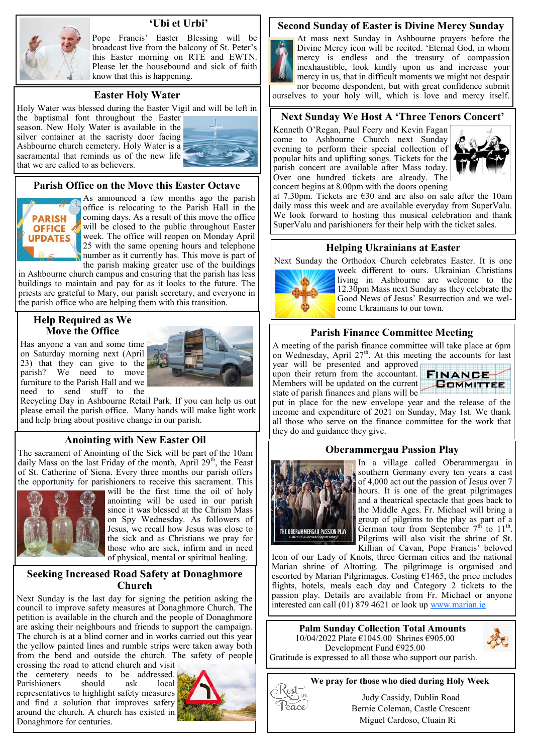## 'Ubi et Urbi'

Pope Francis' Easter Blessing will be broadcast live from the balcony of St. Peter's this Easter morning on RTE and EWTN. Please let the housebound and sick of faith know that this is happening.

## Easter Holy Water

Holy Water was blessed during the Easter Vigil and will be left in the baptismal font throughout the Easter season. New Holy Water is available in the silver container at the sacristy door facing Ashbourne church cemetery. Holy Water is a sacramental that reminds us of the new life that we are called to as believers.

## Parish Office on the Move this Easter Octave

As announced a few months ago the parish office is relocating to the Parish Hall in the coming days. As a result of this move the office will be closed to the public throughout Easter week. The office will reopen on Monday April 25 with the same opening hours and telephone number as it currently has. This move is part of the parish making greater use of the buildings in Ashbourne church campus and ensuring that the parish has less buildings to maintain and pay for as it looks to the future. The priests are grateful to Mary, our parish secretary, and everyone in the parish office who are helping them with this transition.

## Help Required as We Move the Office

Has anyone a van and some time on Saturday morning next (April 23) that they can give to the parish? We need to move furniture to the Parish Hall and we need to send stuff to the Recycling Day in Ashbourne Retail Park. If you can help us out please email the parish office. Many hands will make light work and help bring about positive change in our parish.

## Anointing with New Easter Oil

The sacrament of Anointing of the Sick will be part of the 10am daily Mass on the last Friday of the month, April 29th, the Feast of St. Catherine of Siena. Every three months our parish offers the opportunity for parishioners to receive this sacrament. This will be the first time the oil of holy anointing will be used in our parish since it was blessed at the Chrism Mass on Spy Wednesday. As followers of Jesus, we recall how Jesus was close to the sick and as Christians we pray for those who are sick, infirm and in need of physical, mental or spiritual healing.

## Seeking Increased Road Safety at Donaghmore Church

Next Sunday is the last day for signing the petition asking the council to improve safety measures at Donaghmore Church. The petition is available in the church and the people of Donaghmore are asking their neighbours and friends to support the campaign. The church is at a blind corner and in works carried out this year the yellow painted lines and rumble strips were taken away both from the bend and outside the church. The safety of people crossing the road to attend church and visit the cemetery needs to be addressed. Parishioners should ask local representatives to highlight safety measures and find a solution that improves safety around the church. A church has existed in Donaghmore for centuries.

## Second Sunday of Easter is Divine Mercy Sunday

At mass next Sunday in Ashbourne prayers before the Divine Mercy icon will be recited. 'Eternal God, in whom mercy is endless and the treasury of compassion inexhaustible, look kindly upon us and increase your mercy in us, that in difficult moments we might not despair nor become despondent, but with great confidence submit ourselves to your holy will, which is love and mercy itself.

## Next Sunday We Host A 'Three Tenors Concert'

Kenneth O'Regan, Paul Feery and Kevin Fagan come to Ashbourne Church next Sunday evening to perform their special collection of popular hits and uplifting songs. Tickets for the parish concert are available after Mass today. Over one hundred tickets are already. The concert begins at 8.00pm with the doors opening at 7.30pm. Tickets are €30 and are also on sale after the 10am daily mass this week and are available everyday from SuperValu. We look forward to hosting this musical celebration and thank SuperValu and parishioners for their help with the ticket sales.

## Helping Ukrainians at Easter

Next Sunday the Orthodox Church celebrates Easter. It is one week different to ours. Ukrainian Christians living in Ashbourne are welcome to the 12.30pm Mass next Sunday as they celebrate the Good News of Jesus' Resurrection and we welcome Ukrainians to our town.

## Parish Finance Committee Meeting

A meeting of the parish finance committee will take place at 6pm on Wednesday, April 27th. At this meeting the accounts for last year will be presented and approved upon their return from the accountant. Members will be updated on the current state of parish finances and plans will be put in place for the new envelope year and the release of the income and expenditure of 2021 on Sunday, May 1st. We thank all those who serve on the finance committee for the work that they do and guidance they give.

## Oberammergau Passion Play

In a village called Oberammergau in southern Germany every ten years a cast of 4,000 act out the passion of Jesus over 7 hours. It is one of the great pilgrimages and a theatrical spectacle that goes back to the Middle Ages. Fr. Michael will bring a group of pilgrims to the play as part of a German tour from September 7th to 11th. Pilgrims will also visit the shrine of St. Killian of Cavan, Pope Francis' beloved Icon of our Lady of Knots, three German cities and the national Marian shrine of Altotting. The pilgrimage is organised and escorted by Marian Pilgrimages. Costing €1465, the price includes flights, hotels, meals each day and Category 2 tickets to the passion play. Details are available from Fr. Michael or anyone interested can call (01) 879 4621 or look up www.marian.ie

## Palm Sunday Collection Total Amounts

10/04/2022 Plate €1045.00 Shrines €905.00
Development Fund €925.00
Gratitude is expressed to all those who support our parish.

### We pray for those who died during Holy Week

Judy Cassidy, Dublin Road
Bernie Coleman, Castle Crescent
Miguel Cardoso, Cluain Rí